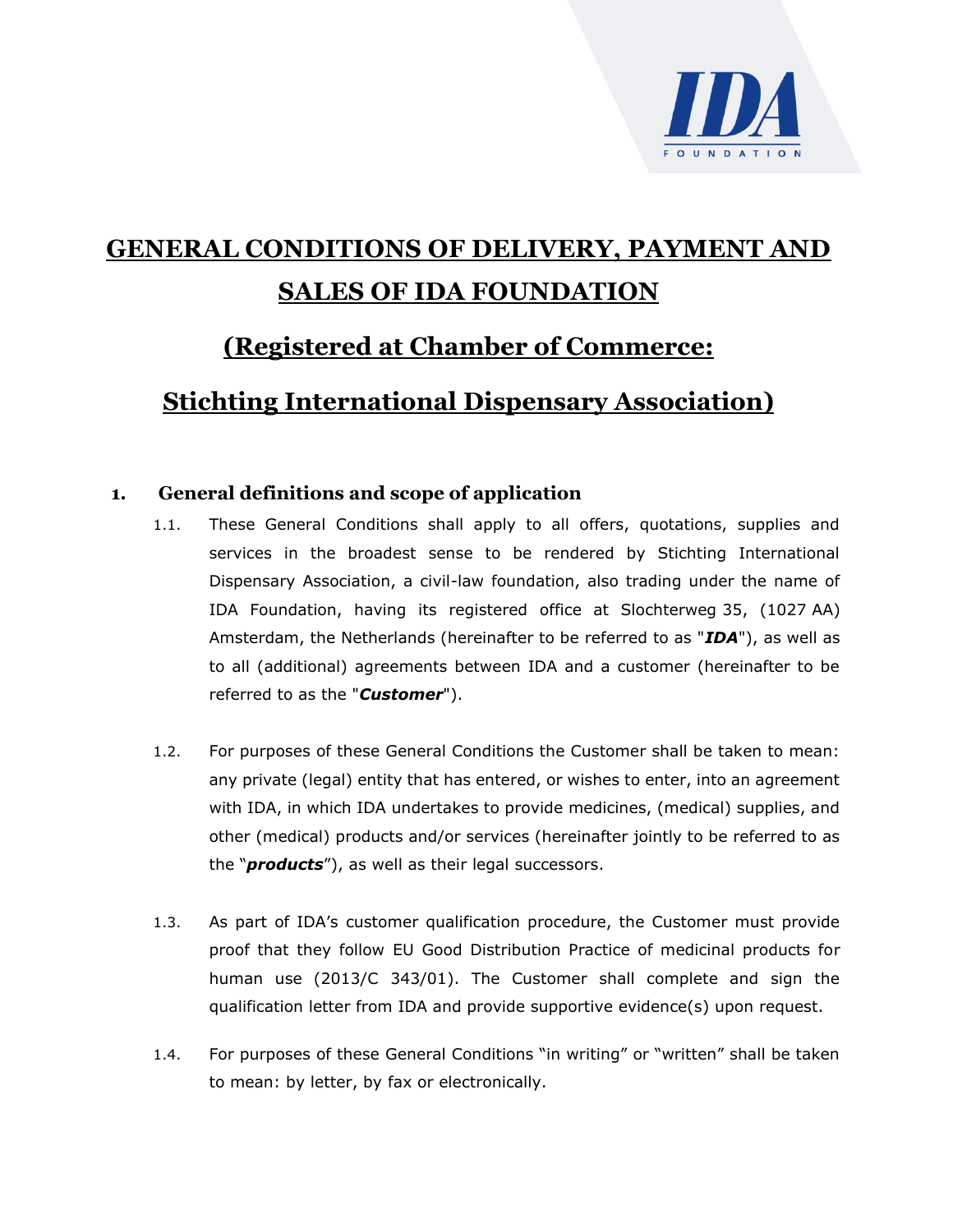# GENERAL CONDITIONS OF DELIVERY, PAYMENT AND SALES OF IDA FOUNDATION

## (Registered at Chamber of Commerce:

## Stichting International Dispensary Association)

### 1. General definitions and scope of application

1.1. These General Conditions shall apply to all offers, quotations, supplies and services in the broadest sense to be rendered by Stichting International Dispensary Association, a civil-law foundation, also trading under the name of IDA Foundation, having its registered office at Slochterweg 35, (1027 AA) Amsterdam, the Netherlands (hereinafter to be referred to as "***IDA***"), as well as to all (additional) agreements between IDA and a customer (hereinafter to be referred to as the "***Customer***").

1.2. For purposes of these General Conditions the Customer shall be taken to mean: any private (legal) entity that has entered, or wishes to enter, into an agreement with IDA, in which IDA undertakes to provide medicines, (medical) supplies, and other (medical) products and/or services (hereinafter jointly to be referred to as the "***products***"), as well as their legal successors.

1.3. As part of IDA's customer qualification procedure, the Customer must provide proof that they follow EU Good Distribution Practice of medicinal products for human use (2013/C 343/01). The Customer shall complete and sign the qualification letter from IDA and provide supportive evidence(s) upon request.

1.4. For purposes of these General Conditions "in writing" or "written" shall be taken to mean: by letter, by fax or electronically.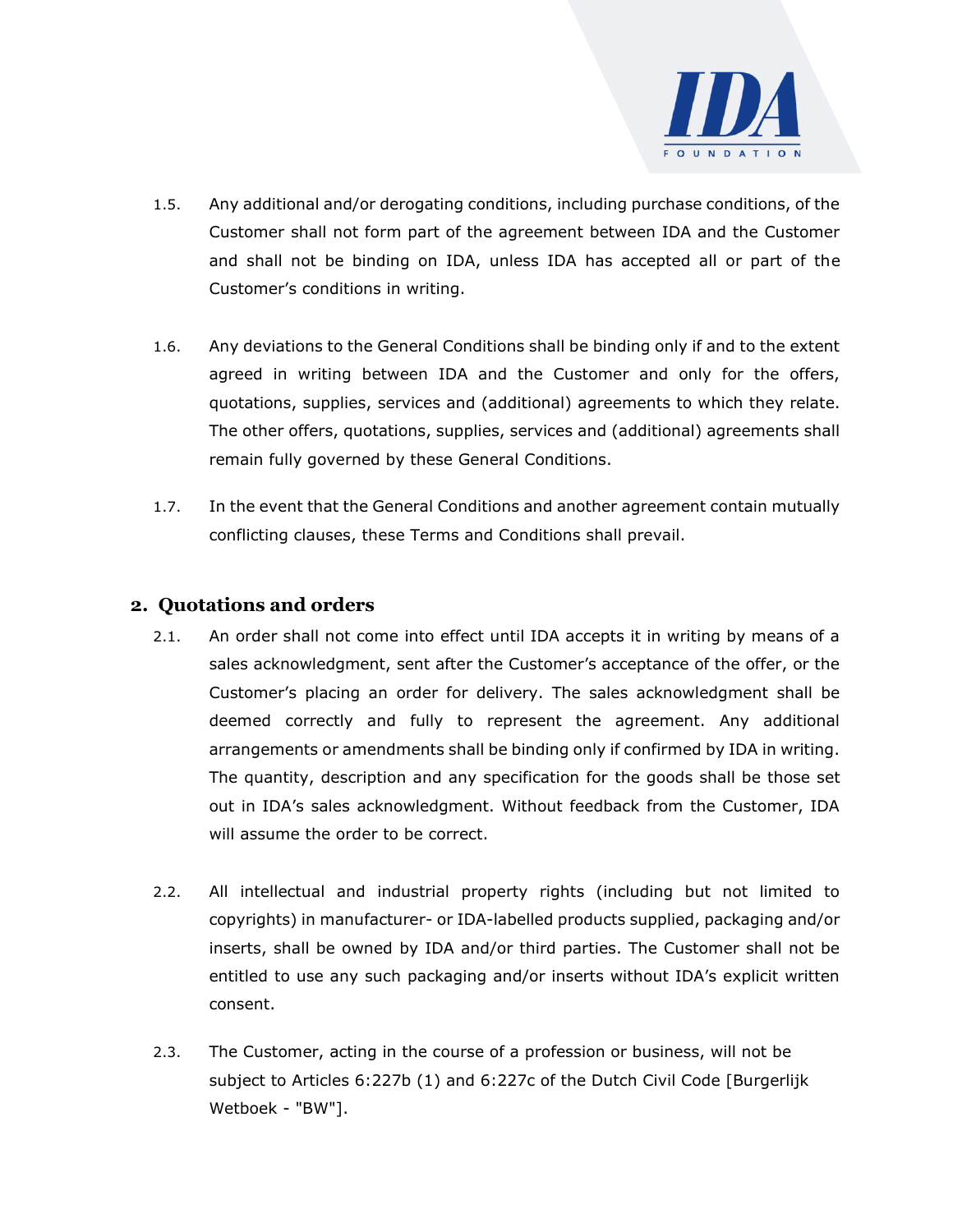1.5. Any additional and/or derogating conditions, including purchase conditions, of the Customer shall not form part of the agreement between IDA and the Customer and shall not be binding on IDA, unless IDA has accepted all or part of the Customer's conditions in writing.

1.6. Any deviations to the General Conditions shall be binding only if and to the extent agreed in writing between IDA and the Customer and only for the offers, quotations, supplies, services and (additional) agreements to which they relate. The other offers, quotations, supplies, services and (additional) agreements shall remain fully governed by these General Conditions.

1.7. In the event that the General Conditions and another agreement contain mutually conflicting clauses, these Terms and Conditions shall prevail.

## 2. Quotations and orders

2.1. An order shall not come into effect until IDA accepts it in writing by means of a sales acknowledgment, sent after the Customer's acceptance of the offer, or the Customer's placing an order for delivery. The sales acknowledgment shall be deemed correctly and fully to represent the agreement. Any additional arrangements or amendments shall be binding only if confirmed by IDA in writing. The quantity, description and any specification for the goods shall be those set out in IDA's sales acknowledgment. Without feedback from the Customer, IDA will assume the order to be correct.

2.2. All intellectual and industrial property rights (including but not limited to copyrights) in manufacturer- or IDA-labelled products supplied, packaging and/or inserts, shall be owned by IDA and/or third parties. The Customer shall not be entitled to use any such packaging and/or inserts without IDA's explicit written consent.

2.3. The Customer, acting in the course of a profession or business, will not be subject to Articles 6:227b (1) and 6:227c of the Dutch Civil Code [Burgerlijk Wetboek - "BW"].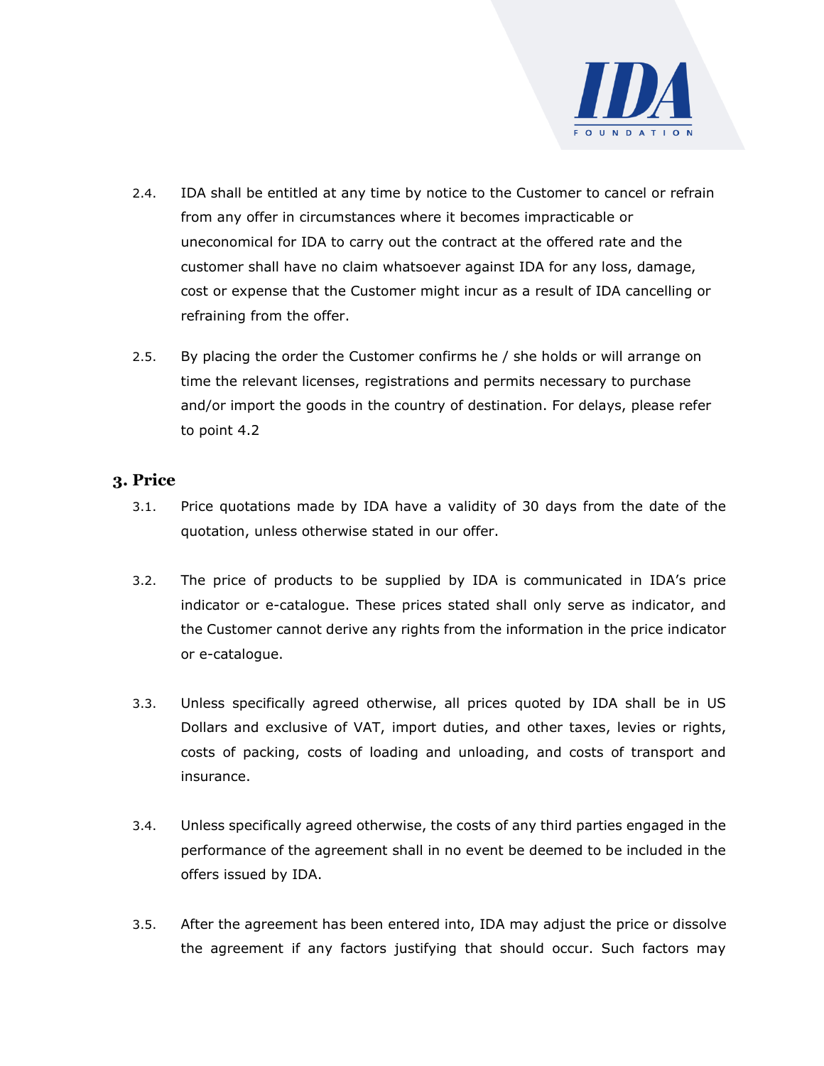2.4. IDA shall be entitled at any time by notice to the Customer to cancel or refrain from any offer in circumstances where it becomes impracticable or uneconomical for IDA to carry out the contract at the offered rate and the customer shall have no claim whatsoever against IDA for any loss, damage, cost or expense that the Customer might incur as a result of IDA cancelling or refraining from the offer.

2.5. By placing the order the Customer confirms he / she holds or will arrange on time the relevant licenses, registrations and permits necessary to purchase and/or import the goods in the country of destination. For delays, please refer to point 4.2

## 3. Price

3.1. Price quotations made by IDA have a validity of 30 days from the date of the quotation, unless otherwise stated in our offer.

3.2. The price of products to be supplied by IDA is communicated in IDA's price indicator or e-catalogue. These prices stated shall only serve as indicator, and the Customer cannot derive any rights from the information in the price indicator or e-catalogue.

3.3. Unless specifically agreed otherwise, all prices quoted by IDA shall be in US Dollars and exclusive of VAT, import duties, and other taxes, levies or rights, costs of packing, costs of loading and unloading, and costs of transport and insurance.

3.4. Unless specifically agreed otherwise, the costs of any third parties engaged in the performance of the agreement shall in no event be deemed to be included in the offers issued by IDA.

3.5. After the agreement has been entered into, IDA may adjust the price or dissolve the agreement if any factors justifying that should occur. Such factors may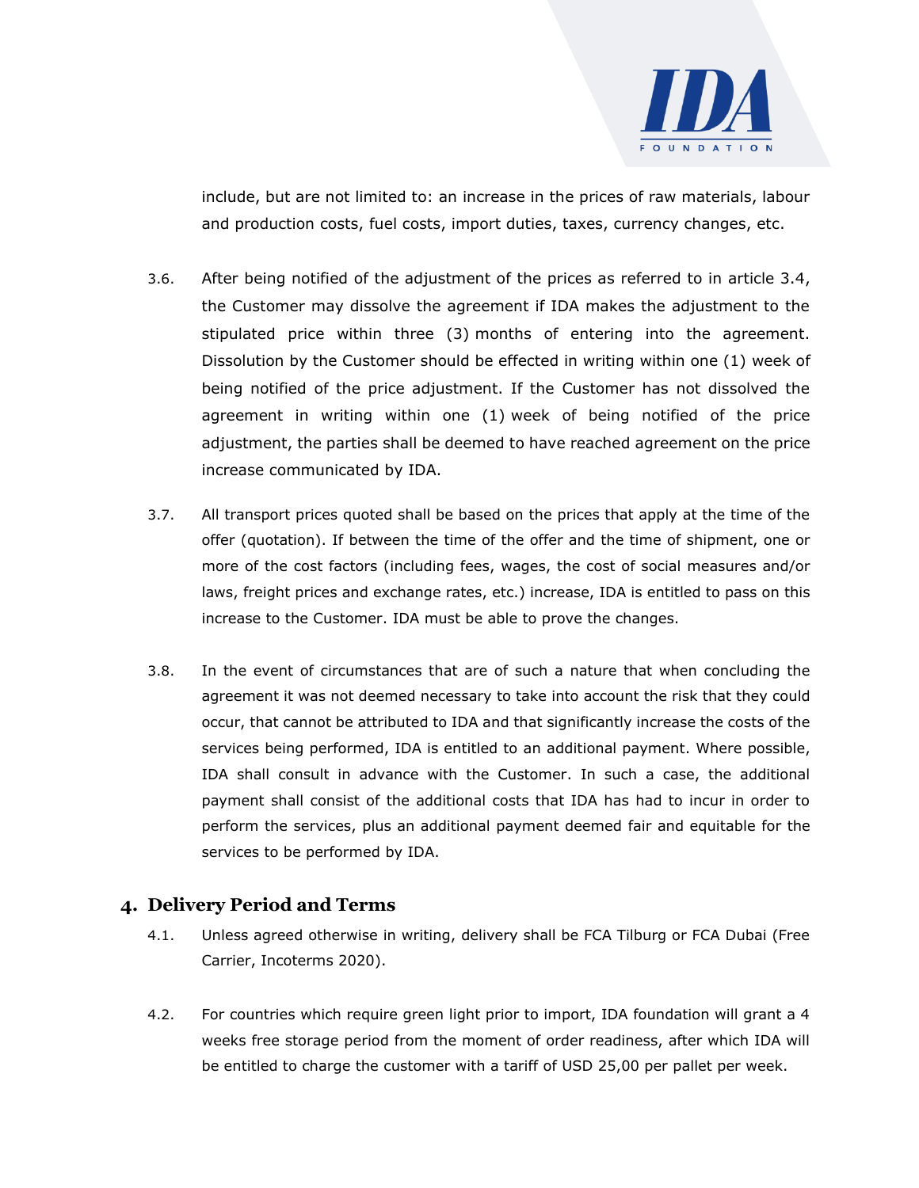include, but are not limited to: an increase in the prices of raw materials, labour and production costs, fuel costs, import duties, taxes, currency changes, etc.

3.6. After being notified of the adjustment of the prices as referred to in article 3.4, the Customer may dissolve the agreement if IDA makes the adjustment to the stipulated price within three (3) months of entering into the agreement. Dissolution by the Customer should be effected in writing within one (1) week of being notified of the price adjustment. If the Customer has not dissolved the agreement in writing within one (1) week of being notified of the price adjustment, the parties shall be deemed to have reached agreement on the price increase communicated by IDA.

3.7. All transport prices quoted shall be based on the prices that apply at the time of the offer (quotation). If between the time of the offer and the time of shipment, one or more of the cost factors (including fees, wages, the cost of social measures and/or laws, freight prices and exchange rates, etc.) increase, IDA is entitled to pass on this increase to the Customer. IDA must be able to prove the changes.

3.8. In the event of circumstances that are of such a nature that when concluding the agreement it was not deemed necessary to take into account the risk that they could occur, that cannot be attributed to IDA and that significantly increase the costs of the services being performed, IDA is entitled to an additional payment. Where possible, IDA shall consult in advance with the Customer. In such a case, the additional payment shall consist of the additional costs that IDA has had to incur in order to perform the services, plus an additional payment deemed fair and equitable for the services to be performed by IDA.

## 4. Delivery Period and Terms

4.1. Unless agreed otherwise in writing, delivery shall be FCA Tilburg or FCA Dubai (Free Carrier, Incoterms 2020).

4.2. For countries which require green light prior to import, IDA foundation will grant a 4 weeks free storage period from the moment of order readiness, after which IDA will be entitled to charge the customer with a tariff of USD 25,00 per pallet per week.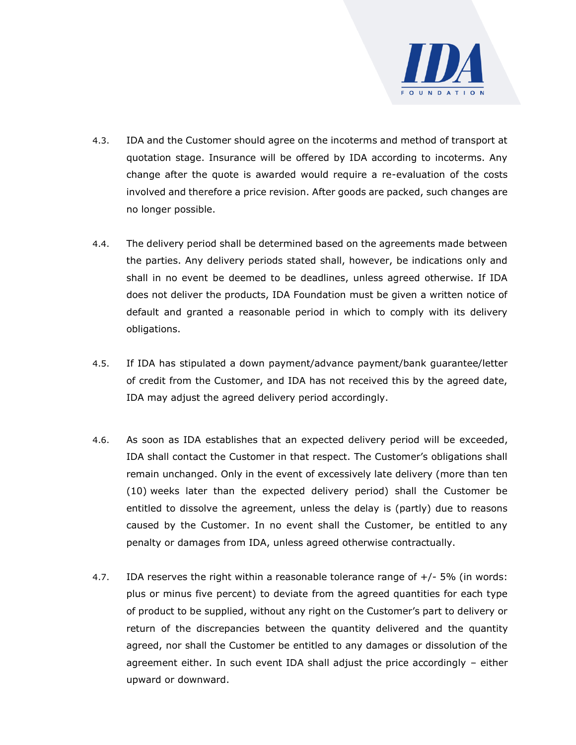4.3. IDA and the Customer should agree on the incoterms and method of transport at quotation stage. Insurance will be offered by IDA according to incoterms. Any change after the quote is awarded would require a re-evaluation of the costs involved and therefore a price revision. After goods are packed, such changes are no longer possible.

4.4. The delivery period shall be determined based on the agreements made between the parties. Any delivery periods stated shall, however, be indications only and shall in no event be deemed to be deadlines, unless agreed otherwise. If IDA does not deliver the products, IDA Foundation must be given a written notice of default and granted a reasonable period in which to comply with its delivery obligations.

4.5. If IDA has stipulated a down payment/advance payment/bank guarantee/letter of credit from the Customer, and IDA has not received this by the agreed date, IDA may adjust the agreed delivery period accordingly.

4.6. As soon as IDA establishes that an expected delivery period will be exceeded, IDA shall contact the Customer in that respect. The Customer's obligations shall remain unchanged. Only in the event of excessively late delivery (more than ten (10) weeks later than the expected delivery period) shall the Customer be entitled to dissolve the agreement, unless the delay is (partly) due to reasons caused by the Customer. In no event shall the Customer, be entitled to any penalty or damages from IDA, unless agreed otherwise contractually.

4.7. IDA reserves the right within a reasonable tolerance range of +/- 5% (in words: plus or minus five percent) to deviate from the agreed quantities for each type of product to be supplied, without any right on the Customer's part to delivery or return of the discrepancies between the quantity delivered and the quantity agreed, nor shall the Customer be entitled to any damages or dissolution of the agreement either. In such event IDA shall adjust the price accordingly – either upward or downward.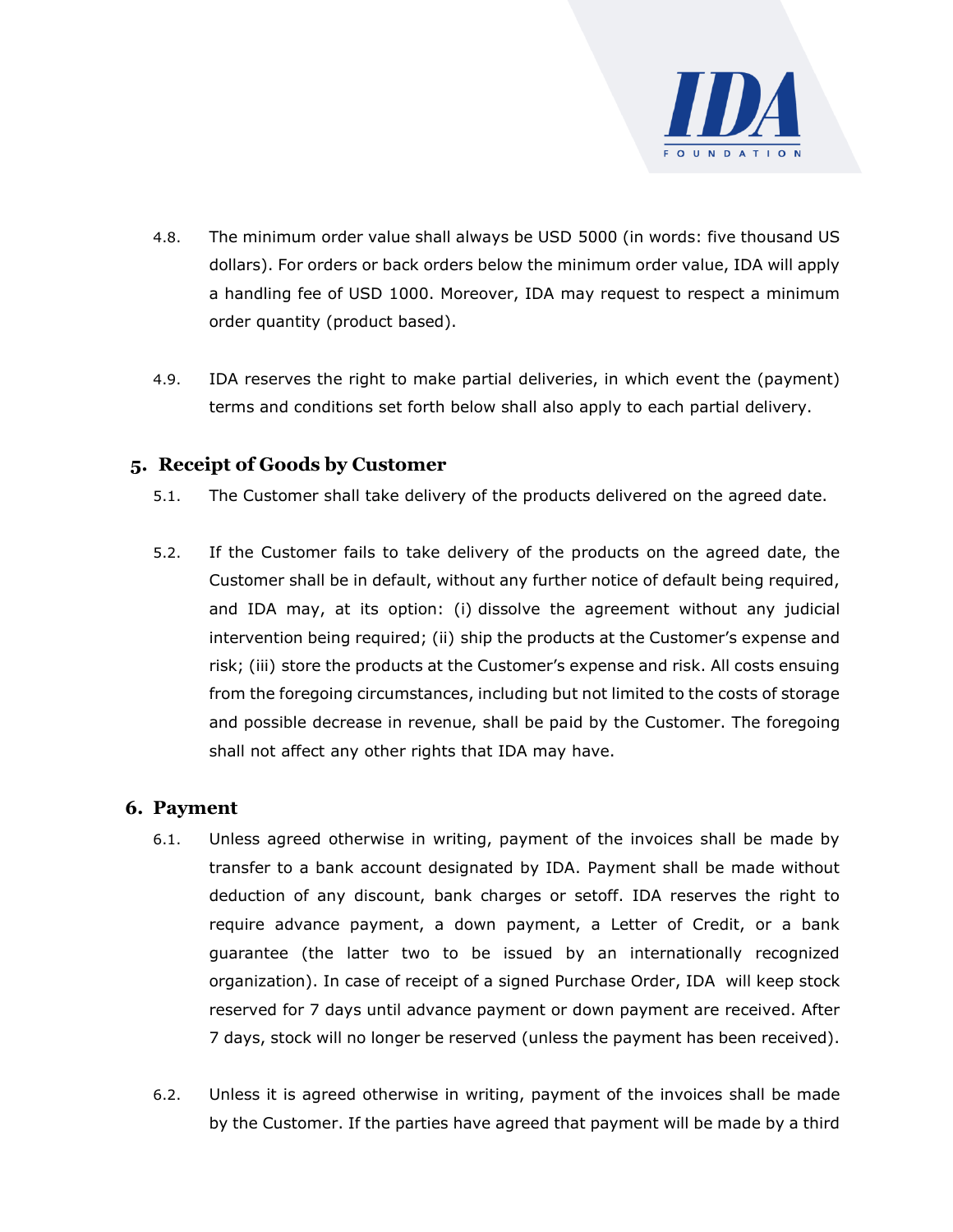4.8. The minimum order value shall always be USD 5000 (in words: five thousand US dollars). For orders or back orders below the minimum order value, IDA will apply a handling fee of USD 1000. Moreover, IDA may request to respect a minimum order quantity (product based).

4.9. IDA reserves the right to make partial deliveries, in which event the (payment) terms and conditions set forth below shall also apply to each partial delivery.

## 5. Receipt of Goods by Customer

5.1. The Customer shall take delivery of the products delivered on the agreed date.

5.2. If the Customer fails to take delivery of the products on the agreed date, the Customer shall be in default, without any further notice of default being required, and IDA may, at its option: (i) dissolve the agreement without any judicial intervention being required; (ii) ship the products at the Customer's expense and risk; (iii) store the products at the Customer's expense and risk. All costs ensuing from the foregoing circumstances, including but not limited to the costs of storage and possible decrease in revenue, shall be paid by the Customer. The foregoing shall not affect any other rights that IDA may have.

## 6. Payment

6.1. Unless agreed otherwise in writing, payment of the invoices shall be made by transfer to a bank account designated by IDA. Payment shall be made without deduction of any discount, bank charges or setoff. IDA reserves the right to require advance payment, a down payment, a Letter of Credit, or a bank guarantee (the latter two to be issued by an internationally recognized organization). In case of receipt of a signed Purchase Order, IDA will keep stock reserved for 7 days until advance payment or down payment are received. After 7 days, stock will no longer be reserved (unless the payment has been received).

6.2. Unless it is agreed otherwise in writing, payment of the invoices shall be made by the Customer. If the parties have agreed that payment will be made by a third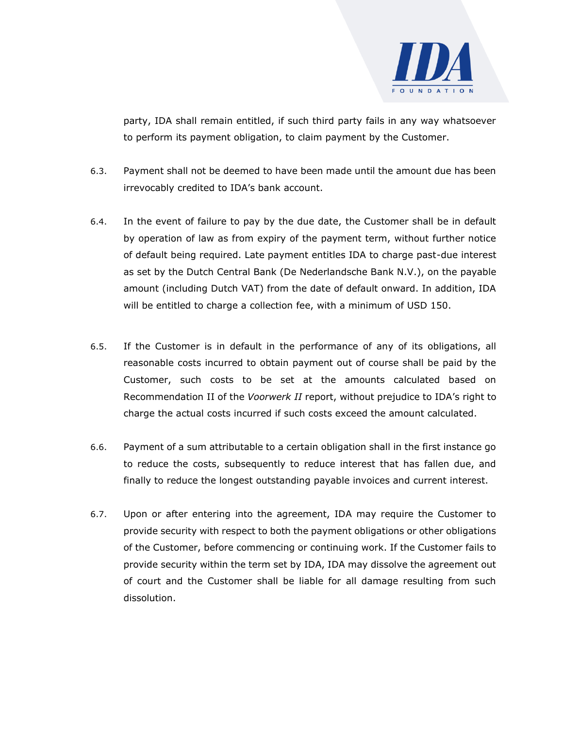party, IDA shall remain entitled, if such third party fails in any way whatsoever to perform its payment obligation, to claim payment by the Customer.

6.3. Payment shall not be deemed to have been made until the amount due has been irrevocably credited to IDA's bank account.

6.4. In the event of failure to pay by the due date, the Customer shall be in default by operation of law as from expiry of the payment term, without further notice of default being required. Late payment entitles IDA to charge past-due interest as set by the Dutch Central Bank (De Nederlandsche Bank N.V.), on the payable amount (including Dutch VAT) from the date of default onward. In addition, IDA will be entitled to charge a collection fee, with a minimum of USD 150.

6.5. If the Customer is in default in the performance of any of its obligations, all reasonable costs incurred to obtain payment out of course shall be paid by the Customer, such costs to be set at the amounts calculated based on Recommendation II of the *Voorwerk II* report, without prejudice to IDA's right to charge the actual costs incurred if such costs exceed the amount calculated.

6.6. Payment of a sum attributable to a certain obligation shall in the first instance go to reduce the costs, subsequently to reduce interest that has fallen due, and finally to reduce the longest outstanding payable invoices and current interest.

6.7. Upon or after entering into the agreement, IDA may require the Customer to provide security with respect to both the payment obligations or other obligations of the Customer, before commencing or continuing work. If the Customer fails to provide security within the term set by IDA, IDA may dissolve the agreement out of court and the Customer shall be liable for all damage resulting from such dissolution.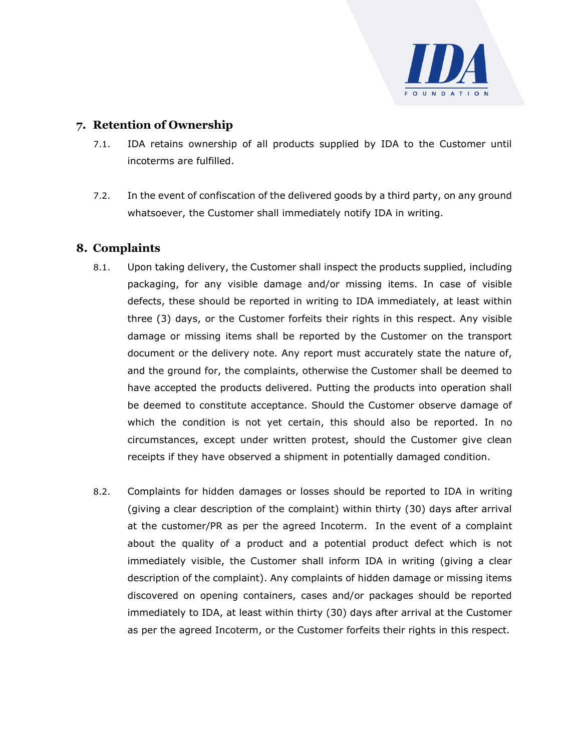## 7. Retention of Ownership

7.1. IDA retains ownership of all products supplied by IDA to the Customer until incoterms are fulfilled.

7.2. In the event of confiscation of the delivered goods by a third party, on any ground whatsoever, the Customer shall immediately notify IDA in writing.

## 8. Complaints

8.1. Upon taking delivery, the Customer shall inspect the products supplied, including packaging, for any visible damage and/or missing items. In case of visible defects, these should be reported in writing to IDA immediately, at least within three (3) days, or the Customer forfeits their rights in this respect. Any visible damage or missing items shall be reported by the Customer on the transport document or the delivery note. Any report must accurately state the nature of, and the ground for, the complaints, otherwise the Customer shall be deemed to have accepted the products delivered. Putting the products into operation shall be deemed to constitute acceptance. Should the Customer observe damage of which the condition is not yet certain, this should also be reported. In no circumstances, except under written protest, should the Customer give clean receipts if they have observed a shipment in potentially damaged condition.

8.2. Complaints for hidden damages or losses should be reported to IDA in writing (giving a clear description of the complaint) within thirty (30) days after arrival at the customer/PR as per the agreed Incoterm. In the event of a complaint about the quality of a product and a potential product defect which is not immediately visible, the Customer shall inform IDA in writing (giving a clear description of the complaint). Any complaints of hidden damage or missing items discovered on opening containers, cases and/or packages should be reported immediately to IDA, at least within thirty (30) days after arrival at the Customer as per the agreed Incoterm, or the Customer forfeits their rights in this respect.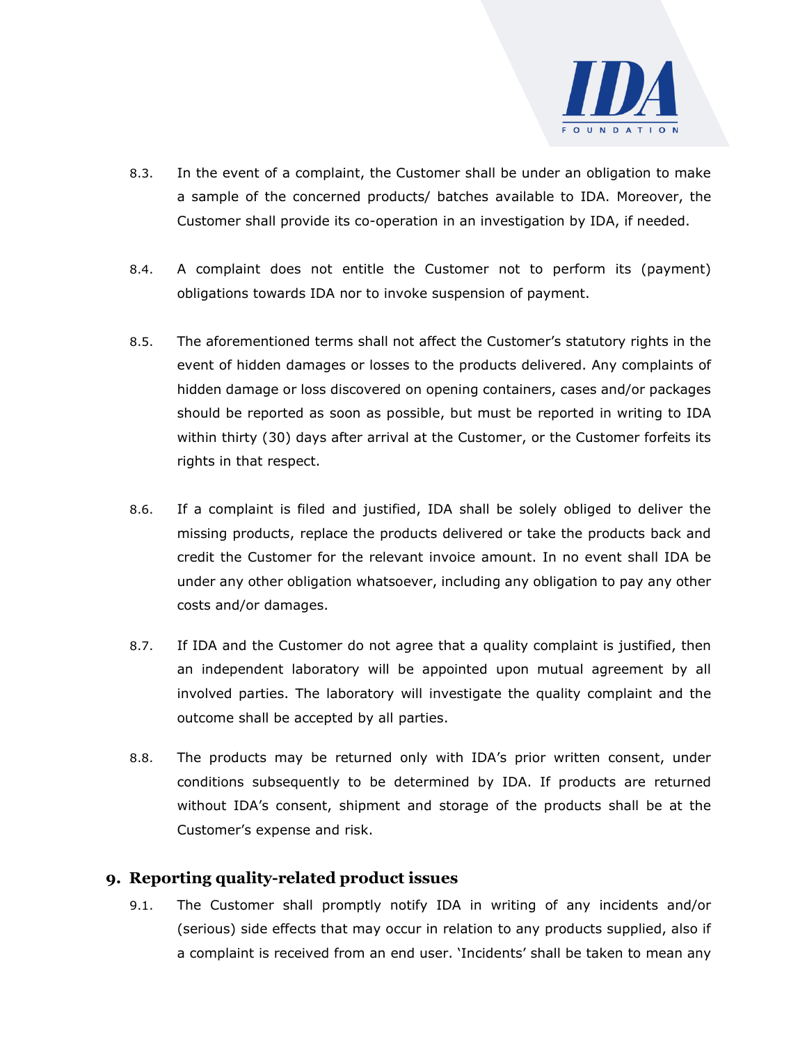8.3. In the event of a complaint, the Customer shall be under an obligation to make a sample of the concerned products/ batches available to IDA. Moreover, the Customer shall provide its co-operation in an investigation by IDA, if needed.

8.4. A complaint does not entitle the Customer not to perform its (payment) obligations towards IDA nor to invoke suspension of payment.

8.5. The aforementioned terms shall not affect the Customer's statutory rights in the event of hidden damages or losses to the products delivered. Any complaints of hidden damage or loss discovered on opening containers, cases and/or packages should be reported as soon as possible, but must be reported in writing to IDA within thirty (30) days after arrival at the Customer, or the Customer forfeits its rights in that respect.

8.6. If a complaint is filed and justified, IDA shall be solely obliged to deliver the missing products, replace the products delivered or take the products back and credit the Customer for the relevant invoice amount. In no event shall IDA be under any other obligation whatsoever, including any obligation to pay any other costs and/or damages.

8.7. If IDA and the Customer do not agree that a quality complaint is justified, then an independent laboratory will be appointed upon mutual agreement by all involved parties. The laboratory will investigate the quality complaint and the outcome shall be accepted by all parties.

8.8. The products may be returned only with IDA's prior written consent, under conditions subsequently to be determined by IDA. If products are returned without IDA's consent, shipment and storage of the products shall be at the Customer's expense and risk.

## 9. Reporting quality-related product issues

9.1. The Customer shall promptly notify IDA in writing of any incidents and/or (serious) side effects that may occur in relation to any products supplied, also if a complaint is received from an end user. 'Incidents' shall be taken to mean any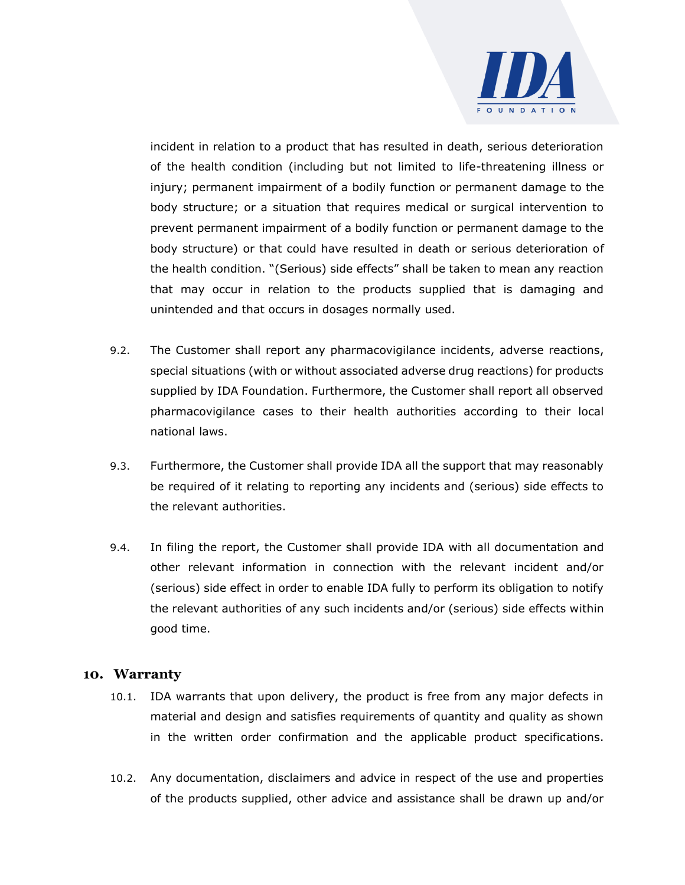incident in relation to a product that has resulted in death, serious deterioration of the health condition (including but not limited to life-threatening illness or injury; permanent impairment of a bodily function or permanent damage to the body structure; or a situation that requires medical or surgical intervention to prevent permanent impairment of a bodily function or permanent damage to the body structure) or that could have resulted in death or serious deterioration of the health condition. "(Serious) side effects" shall be taken to mean any reaction that may occur in relation to the products supplied that is damaging and unintended and that occurs in dosages normally used.

9.2. The Customer shall report any pharmacovigilance incidents, adverse reactions, special situations (with or without associated adverse drug reactions) for products supplied by IDA Foundation. Furthermore, the Customer shall report all observed pharmacovigilance cases to their health authorities according to their local national laws.

9.3. Furthermore, the Customer shall provide IDA all the support that may reasonably be required of it relating to reporting any incidents and (serious) side effects to the relevant authorities.

9.4. In filing the report, the Customer shall provide IDA with all documentation and other relevant information in connection with the relevant incident and/or (serious) side effect in order to enable IDA fully to perform its obligation to notify the relevant authorities of any such incidents and/or (serious) side effects within good time.

## 10. Warranty

10.1. IDA warrants that upon delivery, the product is free from any major defects in material and design and satisfies requirements of quantity and quality as shown in the written order confirmation and the applicable product specifications.

10.2. Any documentation, disclaimers and advice in respect of the use and properties of the products supplied, other advice and assistance shall be drawn up and/or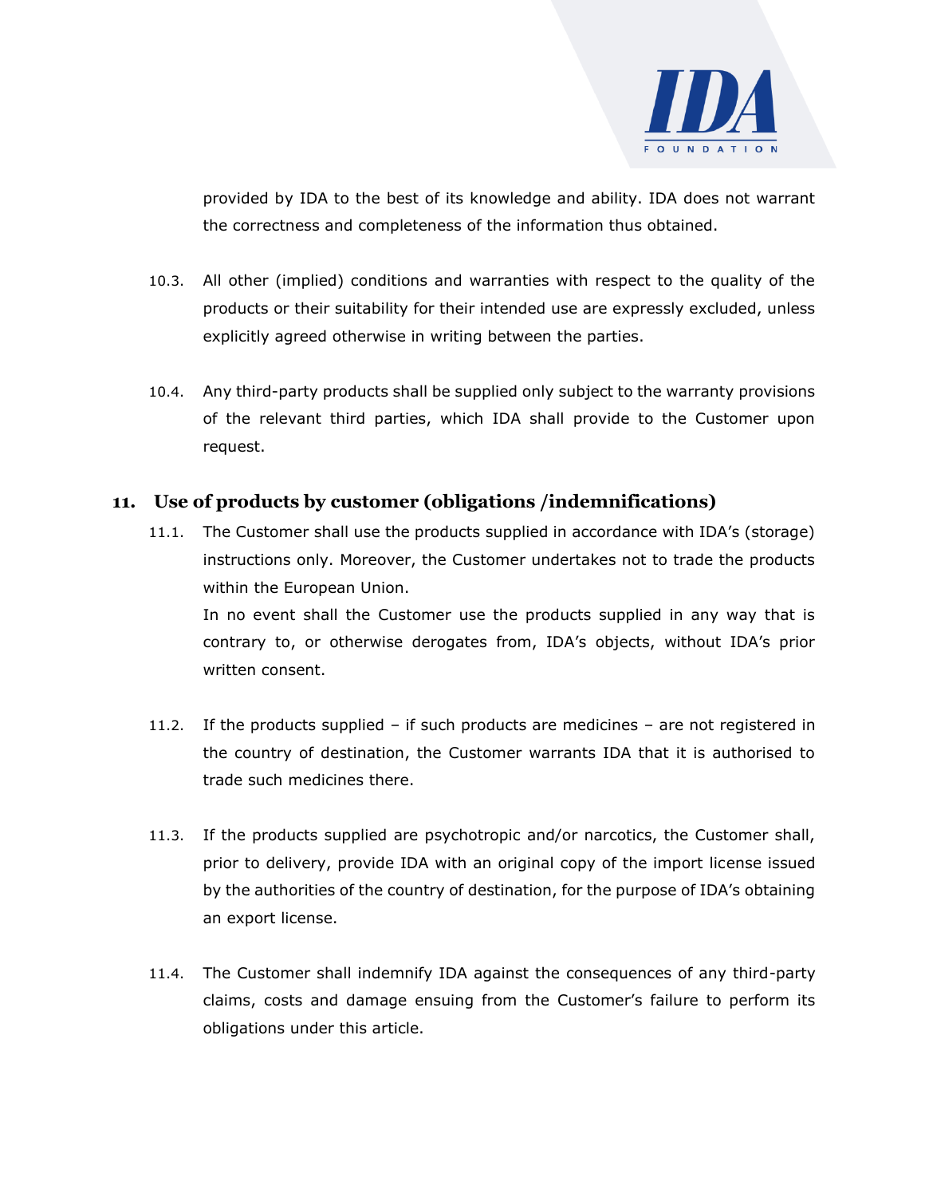provided by IDA to the best of its knowledge and ability. IDA does not warrant the correctness and completeness of the information thus obtained.

10.3. All other (implied) conditions and warranties with respect to the quality of the products or their suitability for their intended use are expressly excluded, unless explicitly agreed otherwise in writing between the parties.

10.4. Any third-party products shall be supplied only subject to the warranty provisions of the relevant third parties, which IDA shall provide to the Customer upon request.

## 11. Use of products by customer (obligations /indemnifications)

11.1. The Customer shall use the products supplied in accordance with IDA's (storage) instructions only. Moreover, the Customer undertakes not to trade the products within the European Union.
In no event shall the Customer use the products supplied in any way that is contrary to, or otherwise derogates from, IDA's objects, without IDA's prior written consent.

11.2. If the products supplied – if such products are medicines – are not registered in the country of destination, the Customer warrants IDA that it is authorised to trade such medicines there.

11.3. If the products supplied are psychotropic and/or narcotics, the Customer shall, prior to delivery, provide IDA with an original copy of the import license issued by the authorities of the country of destination, for the purpose of IDA's obtaining an export license.

11.4. The Customer shall indemnify IDA against the consequences of any third-party claims, costs and damage ensuing from the Customer's failure to perform its obligations under this article.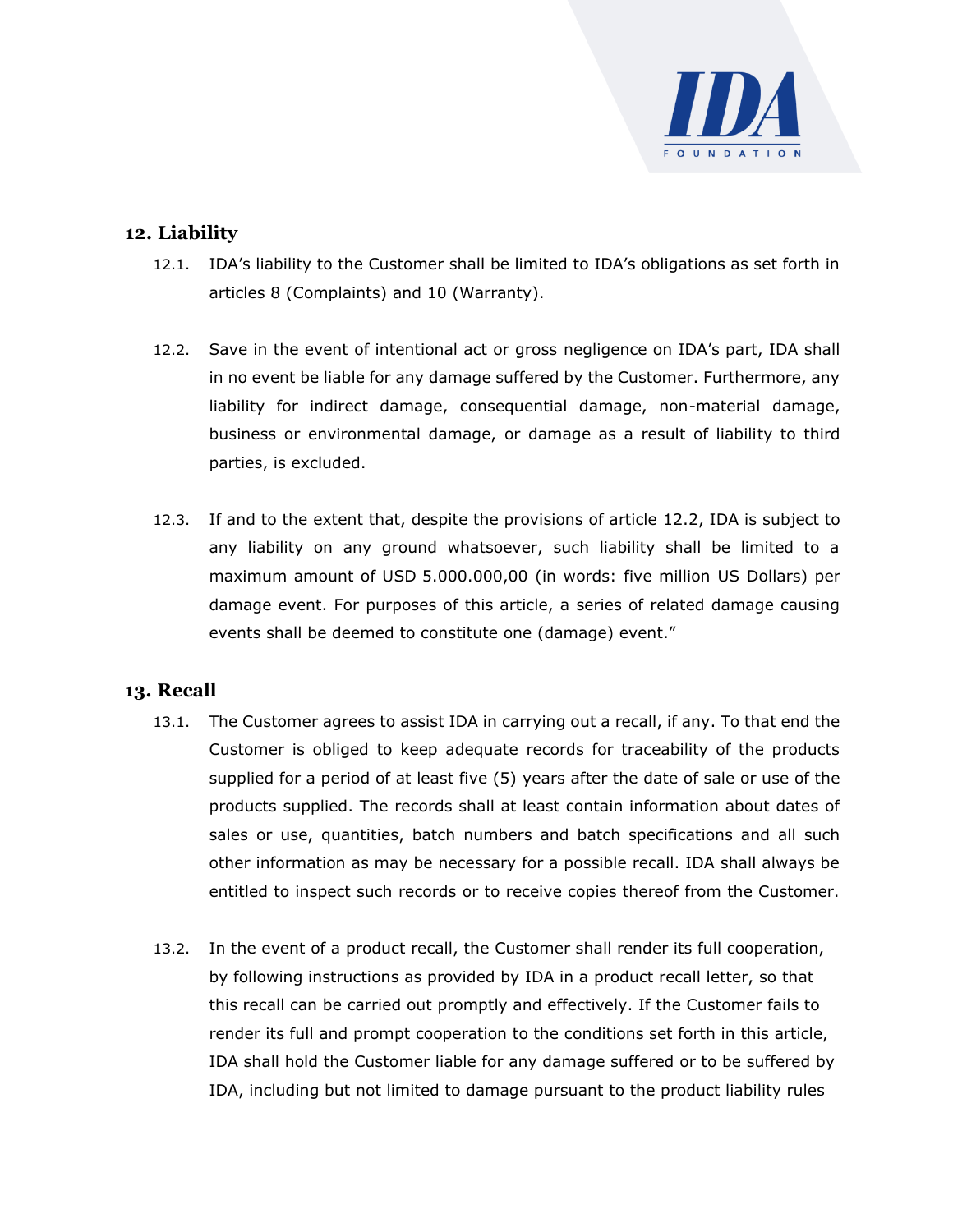## 12. Liability

12.1. IDA's liability to the Customer shall be limited to IDA's obligations as set forth in articles 8 (Complaints) and 10 (Warranty).

12.2. Save in the event of intentional act or gross negligence on IDA's part, IDA shall in no event be liable for any damage suffered by the Customer. Furthermore, any liability for indirect damage, consequential damage, non-material damage, business or environmental damage, or damage as a result of liability to third parties, is excluded.

12.3. If and to the extent that, despite the provisions of article 12.2, IDA is subject to any liability on any ground whatsoever, such liability shall be limited to a maximum amount of USD 5.000.000,00 (in words: five million US Dollars) per damage event. For purposes of this article, a series of related damage causing events shall be deemed to constitute one (damage) event."

## 13. Recall

13.1. The Customer agrees to assist IDA in carrying out a recall, if any. To that end the Customer is obliged to keep adequate records for traceability of the products supplied for a period of at least five (5) years after the date of sale or use of the products supplied. The records shall at least contain information about dates of sales or use, quantities, batch numbers and batch specifications and all such other information as may be necessary for a possible recall. IDA shall always be entitled to inspect such records or to receive copies thereof from the Customer.

13.2. In the event of a product recall, the Customer shall render its full cooperation, by following instructions as provided by IDA in a product recall letter, so that this recall can be carried out promptly and effectively. If the Customer fails to render its full and prompt cooperation to the conditions set forth in this article, IDA shall hold the Customer liable for any damage suffered or to be suffered by IDA, including but not limited to damage pursuant to the product liability rules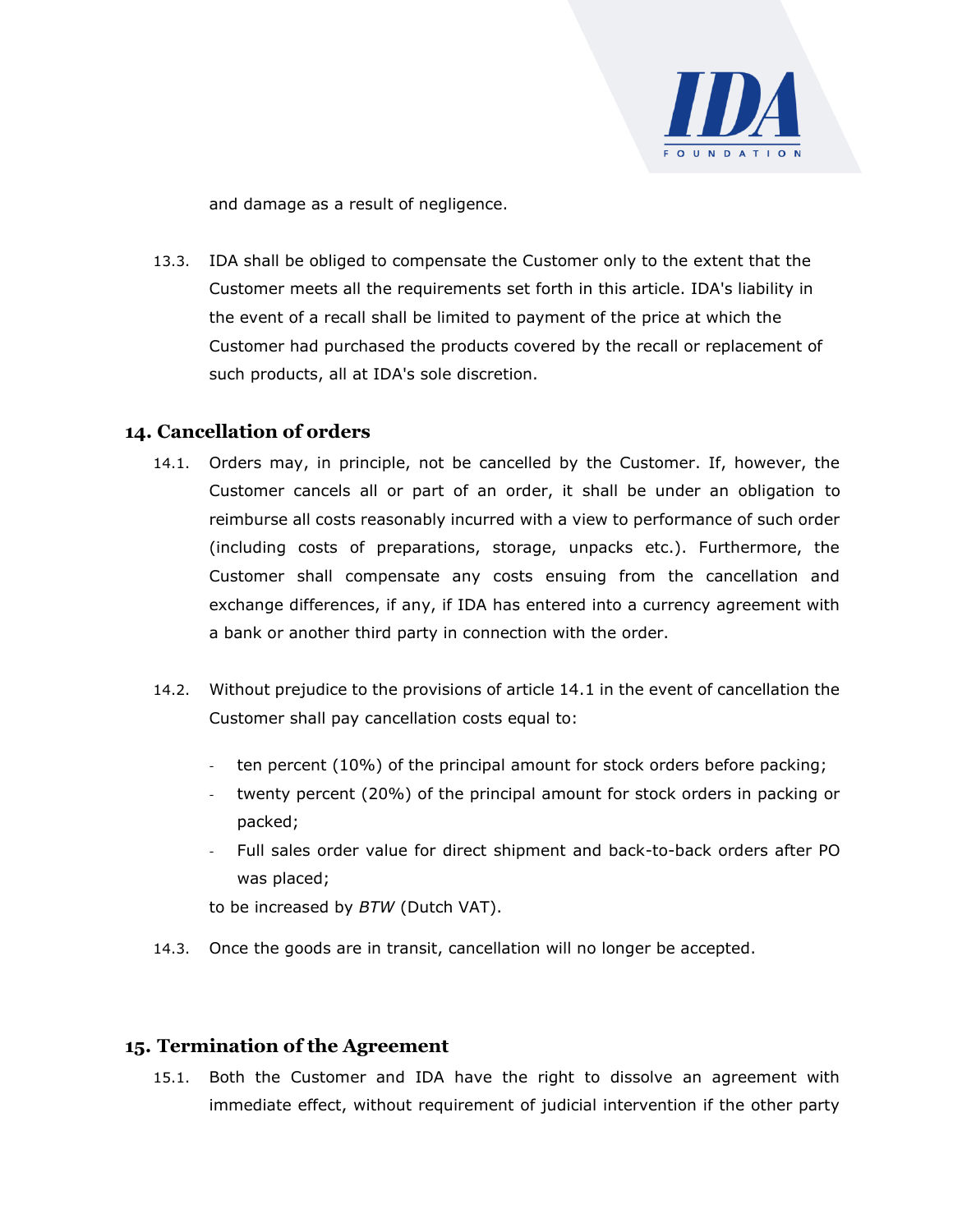and damage as a result of negligence.

13.3. IDA shall be obliged to compensate the Customer only to the extent that the Customer meets all the requirements set forth in this article. IDA's liability in the event of a recall shall be limited to payment of the price at which the Customer had purchased the products covered by the recall or replacement of such products, all at IDA's sole discretion.

## 14. Cancellation of orders

14.1. Orders may, in principle, not be cancelled by the Customer. If, however, the Customer cancels all or part of an order, it shall be under an obligation to reimburse all costs reasonably incurred with a view to performance of such order (including costs of preparations, storage, unpacks etc.). Furthermore, the Customer shall compensate any costs ensuing from the cancellation and exchange differences, if any, if IDA has entered into a currency agreement with a bank or another third party in connection with the order.

14.2. Without prejudice to the provisions of article 14.1 in the event of cancellation the Customer shall pay cancellation costs equal to:

- ten percent (10%) of the principal amount for stock orders before packing;
- twenty percent (20%) of the principal amount for stock orders in packing or packed;
- Full sales order value for direct shipment and back-to-back orders after PO was placed;

to be increased by *BTW* (Dutch VAT).

14.3. Once the goods are in transit, cancellation will no longer be accepted.

## 15. Termination of the Agreement

15.1. Both the Customer and IDA have the right to dissolve an agreement with immediate effect, without requirement of judicial intervention if the other party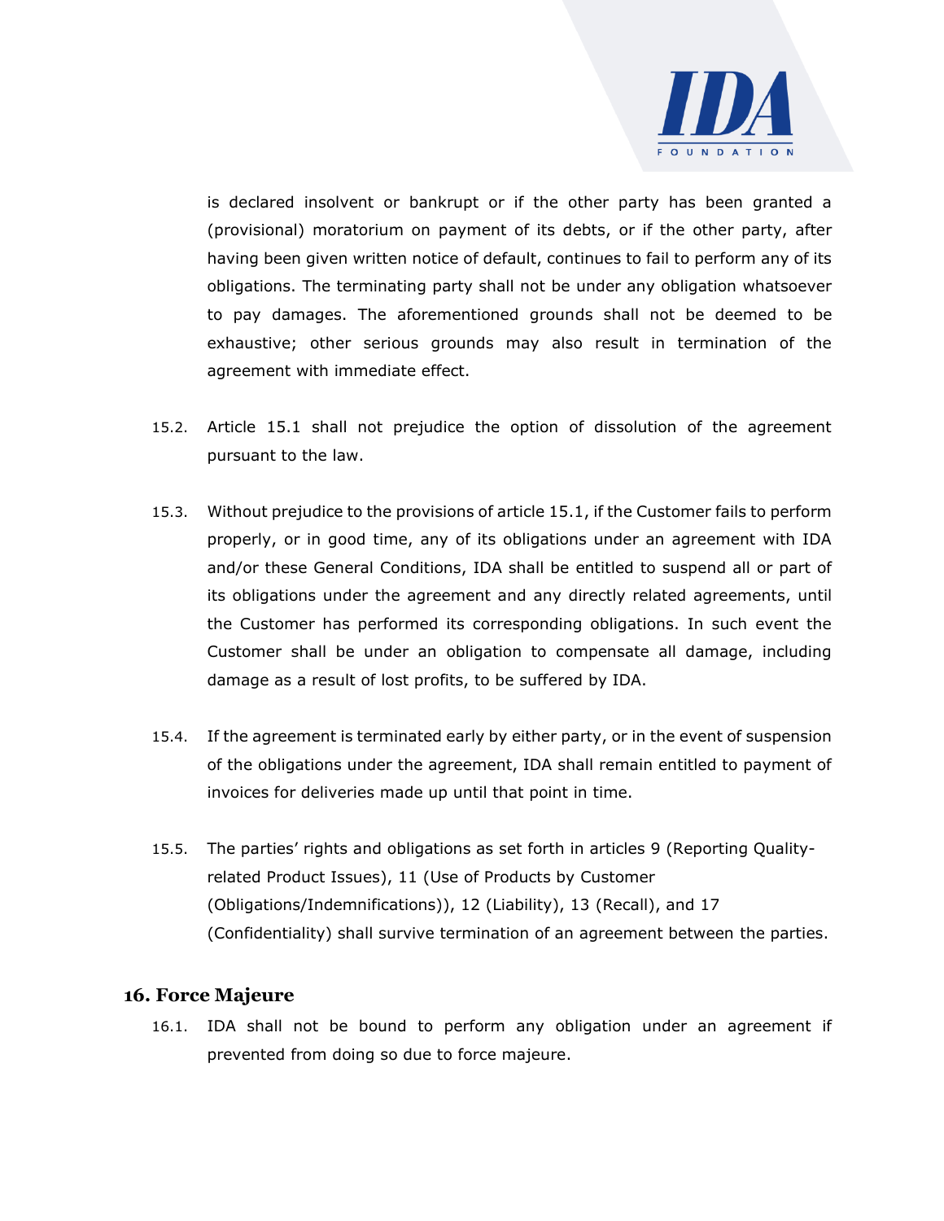is declared insolvent or bankrupt or if the other party has been granted a (provisional) moratorium on payment of its debts, or if the other party, after having been given written notice of default, continues to fail to perform any of its obligations. The terminating party shall not be under any obligation whatsoever to pay damages. The aforementioned grounds shall not be deemed to be exhaustive; other serious grounds may also result in termination of the agreement with immediate effect.

15.2. Article 15.1 shall not prejudice the option of dissolution of the agreement pursuant to the law.

15.3. Without prejudice to the provisions of article 15.1, if the Customer fails to perform properly, or in good time, any of its obligations under an agreement with IDA and/or these General Conditions, IDA shall be entitled to suspend all or part of its obligations under the agreement and any directly related agreements, until the Customer has performed its corresponding obligations. In such event the Customer shall be under an obligation to compensate all damage, including damage as a result of lost profits, to be suffered by IDA.

15.4. If the agreement is terminated early by either party, or in the event of suspension of the obligations under the agreement, IDA shall remain entitled to payment of invoices for deliveries made up until that point in time.

15.5. The parties' rights and obligations as set forth in articles 9 (Reporting Quality-related Product Issues), 11 (Use of Products by Customer (Obligations/Indemnifications)), 12 (Liability), 13 (Recall), and 17 (Confidentiality) shall survive termination of an agreement between the parties.

## 16. Force Majeure

16.1. IDA shall not be bound to perform any obligation under an agreement if prevented from doing so due to force majeure.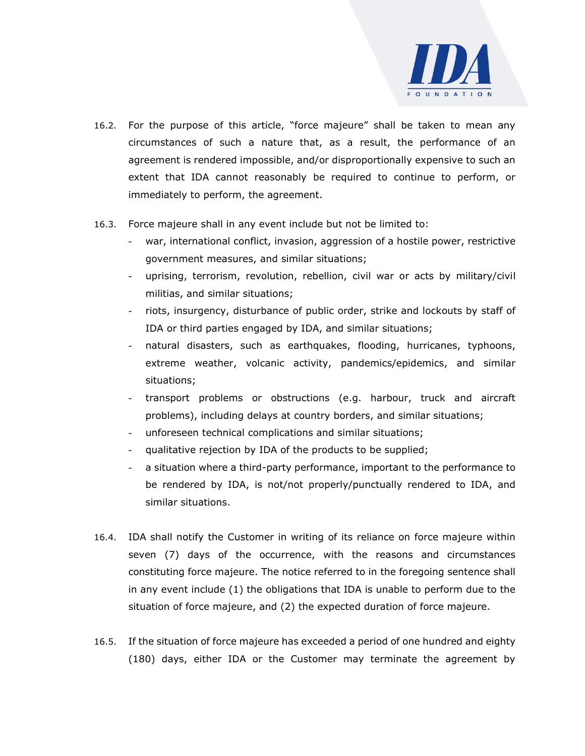16.2. For the purpose of this article, "force majeure" shall be taken to mean any circumstances of such a nature that, as a result, the performance of an agreement is rendered impossible, and/or disproportionally expensive to such an extent that IDA cannot reasonably be required to continue to perform, or immediately to perform, the agreement.

16.3. Force majeure shall in any event include but not be limited to:

- war, international conflict, invasion, aggression of a hostile power, restrictive government measures, and similar situations;
- uprising, terrorism, revolution, rebellion, civil war or acts by military/civil militias, and similar situations;
- riots, insurgency, disturbance of public order, strike and lockouts by staff of IDA or third parties engaged by IDA, and similar situations;
- natural disasters, such as earthquakes, flooding, hurricanes, typhoons, extreme weather, volcanic activity, pandemics/epidemics, and similar situations;
- transport problems or obstructions (e.g. harbour, truck and aircraft problems), including delays at country borders, and similar situations;
- unforeseen technical complications and similar situations;
- qualitative rejection by IDA of the products to be supplied;
- a situation where a third-party performance, important to the performance to be rendered by IDA, is not/not properly/punctually rendered to IDA, and similar situations.

16.4. IDA shall notify the Customer in writing of its reliance on force majeure within seven (7) days of the occurrence, with the reasons and circumstances constituting force majeure. The notice referred to in the foregoing sentence shall in any event include (1) the obligations that IDA is unable to perform due to the situation of force majeure, and (2) the expected duration of force majeure.

16.5. If the situation of force majeure has exceeded a period of one hundred and eighty (180) days, either IDA or the Customer may terminate the agreement by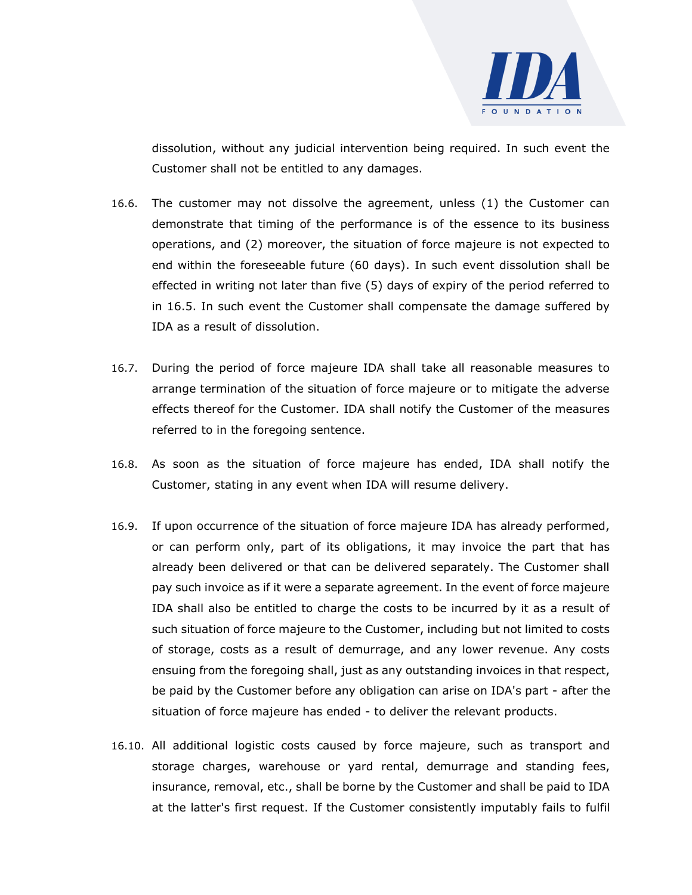dissolution, without any judicial intervention being required. In such event the Customer shall not be entitled to any damages.

16.6. The customer may not dissolve the agreement, unless (1) the Customer can demonstrate that timing of the performance is of the essence to its business operations, and (2) moreover, the situation of force majeure is not expected to end within the foreseeable future (60 days). In such event dissolution shall be effected in writing not later than five (5) days of expiry of the period referred to in 16.5. In such event the Customer shall compensate the damage suffered by IDA as a result of dissolution.

16.7. During the period of force majeure IDA shall take all reasonable measures to arrange termination of the situation of force majeure or to mitigate the adverse effects thereof for the Customer. IDA shall notify the Customer of the measures referred to in the foregoing sentence.

16.8. As soon as the situation of force majeure has ended, IDA shall notify the Customer, stating in any event when IDA will resume delivery.

16.9. If upon occurrence of the situation of force majeure IDA has already performed, or can perform only, part of its obligations, it may invoice the part that has already been delivered or that can be delivered separately. The Customer shall pay such invoice as if it were a separate agreement. In the event of force majeure IDA shall also be entitled to charge the costs to be incurred by it as a result of such situation of force majeure to the Customer, including but not limited to costs of storage, costs as a result of demurrage, and any lower revenue. Any costs ensuing from the foregoing shall, just as any outstanding invoices in that respect, be paid by the Customer before any obligation can arise on IDA's part - after the situation of force majeure has ended - to deliver the relevant products.

16.10. All additional logistic costs caused by force majeure, such as transport and storage charges, warehouse or yard rental, demurrage and standing fees, insurance, removal, etc., shall be borne by the Customer and shall be paid to IDA at the latter's first request. If the Customer consistently imputably fails to fulfil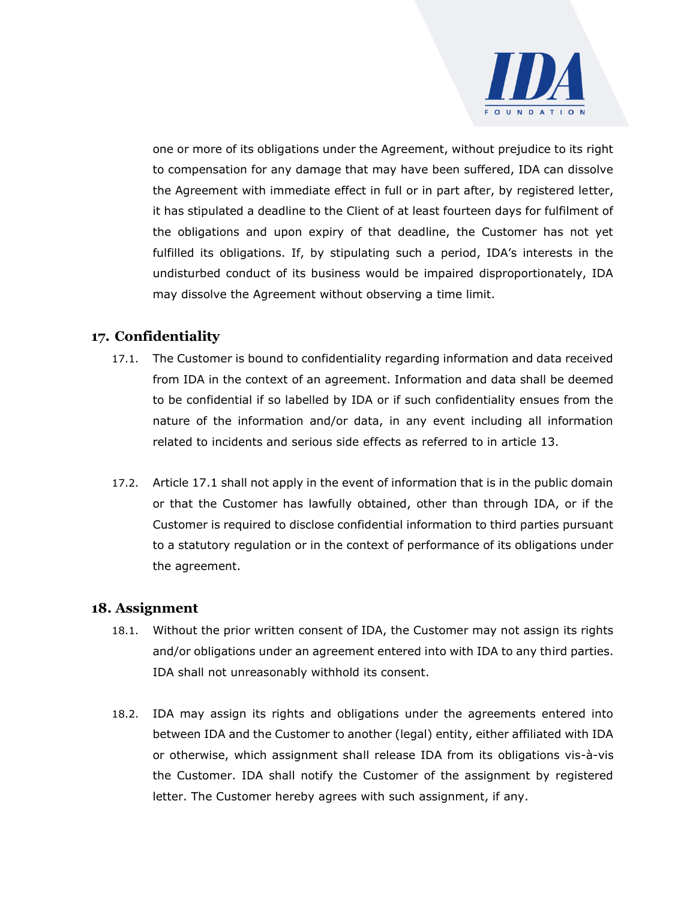one or more of its obligations under the Agreement, without prejudice to its right to compensation for any damage that may have been suffered, IDA can dissolve the Agreement with immediate effect in full or in part after, by registered letter, it has stipulated a deadline to the Client of at least fourteen days for fulfilment of the obligations and upon expiry of that deadline, the Customer has not yet fulfilled its obligations. If, by stipulating such a period, IDA's interests in the undisturbed conduct of its business would be impaired disproportionately, IDA may dissolve the Agreement without observing a time limit.

## 17. Confidentiality

17.1. The Customer is bound to confidentiality regarding information and data received from IDA in the context of an agreement. Information and data shall be deemed to be confidential if so labelled by IDA or if such confidentiality ensues from the nature of the information and/or data, in any event including all information related to incidents and serious side effects as referred to in article 13.

17.2. Article 17.1 shall not apply in the event of information that is in the public domain or that the Customer has lawfully obtained, other than through IDA, or if the Customer is required to disclose confidential information to third parties pursuant to a statutory regulation or in the context of performance of its obligations under the agreement.

## 18. Assignment

18.1. Without the prior written consent of IDA, the Customer may not assign its rights and/or obligations under an agreement entered into with IDA to any third parties. IDA shall not unreasonably withhold its consent.

18.2. IDA may assign its rights and obligations under the agreements entered into between IDA and the Customer to another (legal) entity, either affiliated with IDA or otherwise, which assignment shall release IDA from its obligations vis-à-vis the Customer. IDA shall notify the Customer of the assignment by registered letter. The Customer hereby agrees with such assignment, if any.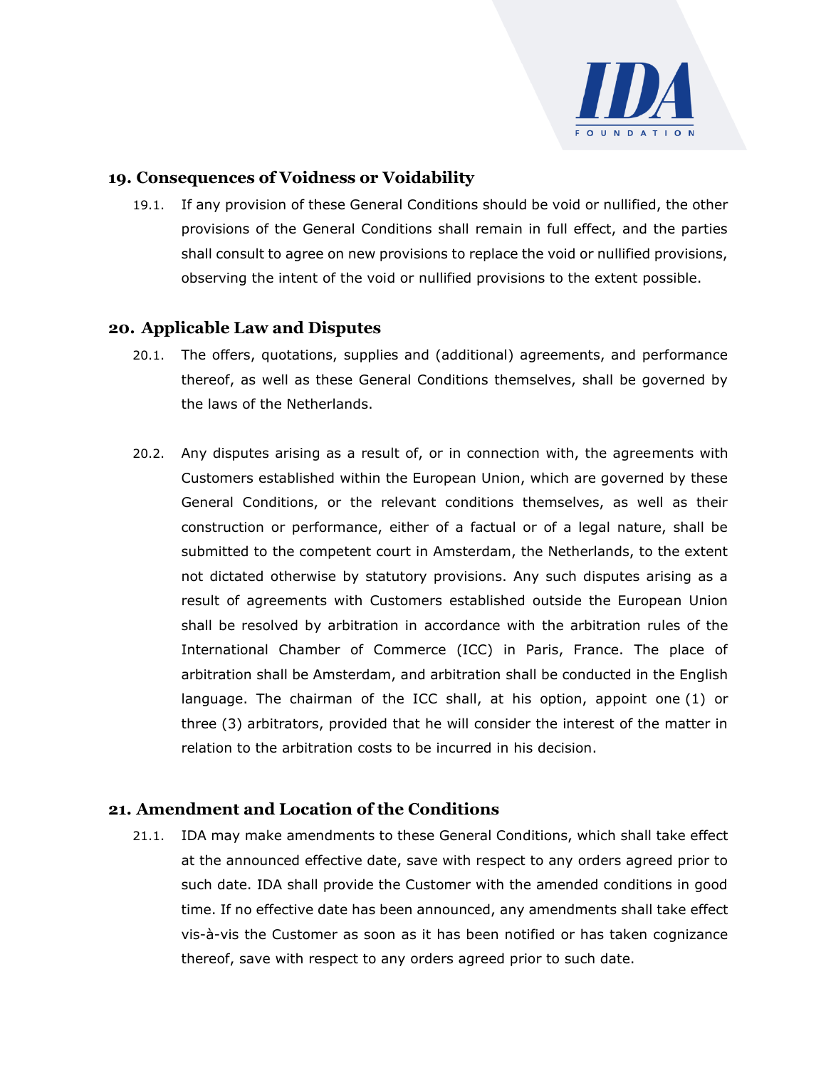## 19. Consequences of Voidness or Voidability

19.1. If any provision of these General Conditions should be void or nullified, the other provisions of the General Conditions shall remain in full effect, and the parties shall consult to agree on new provisions to replace the void or nullified provisions, observing the intent of the void or nullified provisions to the extent possible.

## 20. Applicable Law and Disputes

20.1. The offers, quotations, supplies and (additional) agreements, and performance thereof, as well as these General Conditions themselves, shall be governed by the laws of the Netherlands.

20.2. Any disputes arising as a result of, or in connection with, the agreements with Customers established within the European Union, which are governed by these General Conditions, or the relevant conditions themselves, as well as their construction or performance, either of a factual or of a legal nature, shall be submitted to the competent court in Amsterdam, the Netherlands, to the extent not dictated otherwise by statutory provisions. Any such disputes arising as a result of agreements with Customers established outside the European Union shall be resolved by arbitration in accordance with the arbitration rules of the International Chamber of Commerce (ICC) in Paris, France. The place of arbitration shall be Amsterdam, and arbitration shall be conducted in the English language. The chairman of the ICC shall, at his option, appoint one (1) or three (3) arbitrators, provided that he will consider the interest of the matter in relation to the arbitration costs to be incurred in his decision.

## 21. Amendment and Location of the Conditions

21.1. IDA may make amendments to these General Conditions, which shall take effect at the announced effective date, save with respect to any orders agreed prior to such date. IDA shall provide the Customer with the amended conditions in good time. If no effective date has been announced, any amendments shall take effect vis-à-vis the Customer as soon as it has been notified or has taken cognizance thereof, save with respect to any orders agreed prior to such date.